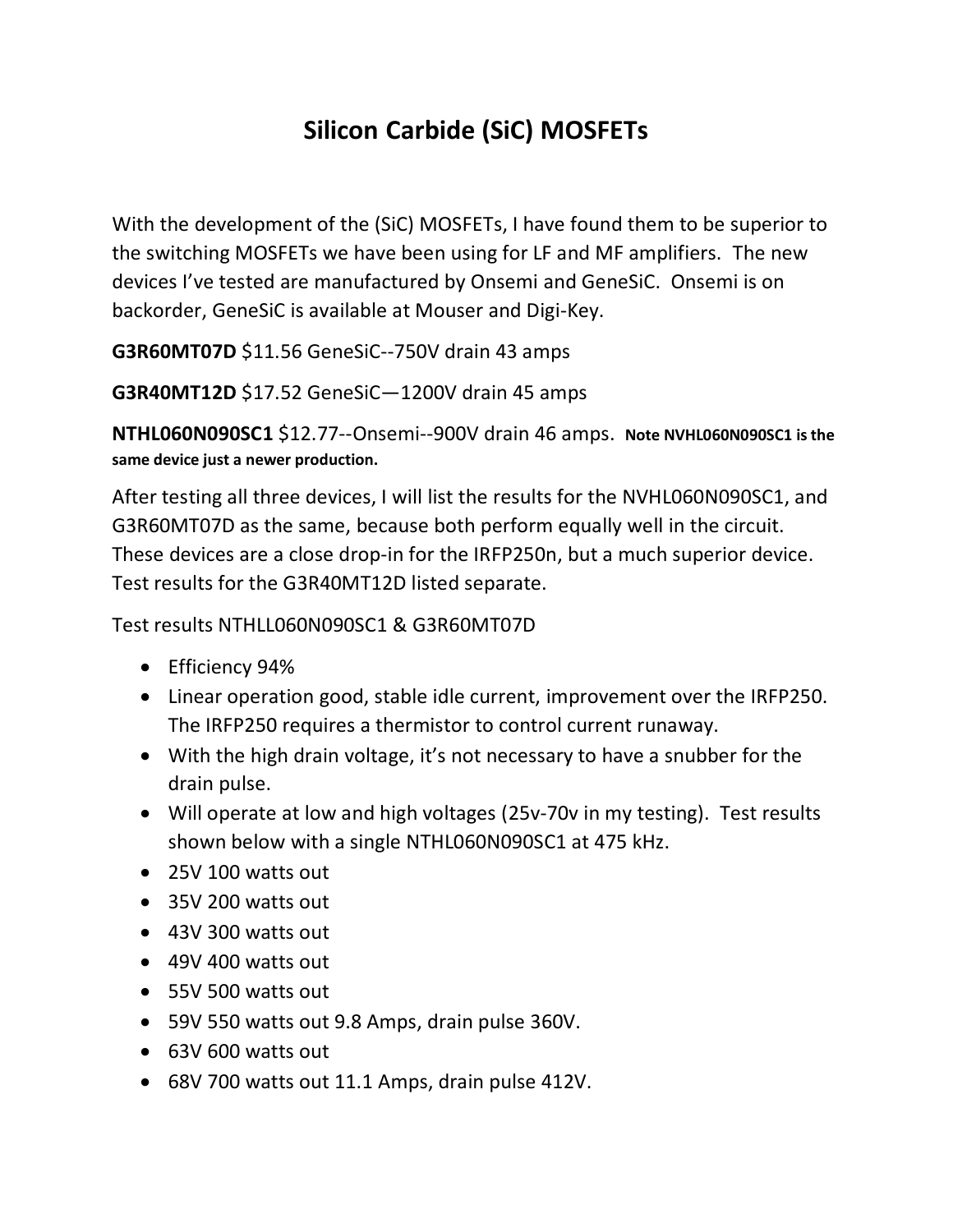# Silicon Carbide (SiC) MOSFETs

With the development of the (SiC) MOSFETs, I have found them to be superior to the switching MOSFETs we have been using for LF and MF amplifiers. The new devices I've tested are manufactured by Onsemi and GeneSiC. Onsemi is on backorder, GeneSiC is available at Mouser and Digi-Key.

**G3R60MT07D** $11.56 GeneSiC--750V drain 43 amps

**G3R40MT12D** $17.52 GeneSiC—1200V drain 45 amps

**NTHL060N090SC1** $12.77--Onsemi--900V drain 46 amps. **Note NVHL060N090SC1 is the same device just a newer production.**

After testing all three devices, I will list the results for the NVHL060N090SC1, and G3R60MT07D as the same, because both perform equally well in the circuit. These devices are a close drop-in for the IRFP250n, but a much superior device. Test results for the G3R40MT12D listed separate.

Test results NTHLL060N090SC1 & G3R60MT07D

- Efficiency 94%
- Linear operation good, stable idle current, improvement over the IRFP250. The IRFP250 requires a thermistor to control current runaway.
- With the high drain voltage, it's not necessary to have a snubber for the drain pulse.
- Will operate at low and high voltages (25v-70v in my testing). Test results shown below with a single NTHL060N090SC1 at 475 kHz.
- 25V 100 watts out
- 35V 200 watts out
- 43V 300 watts out
- 49V 400 watts out
- 55V 500 watts out
- 59V 550 watts out 9.8 Amps, drain pulse 360V.
- 63V 600 watts out
- 68V 700 watts out 11.1 Amps, drain pulse 412V.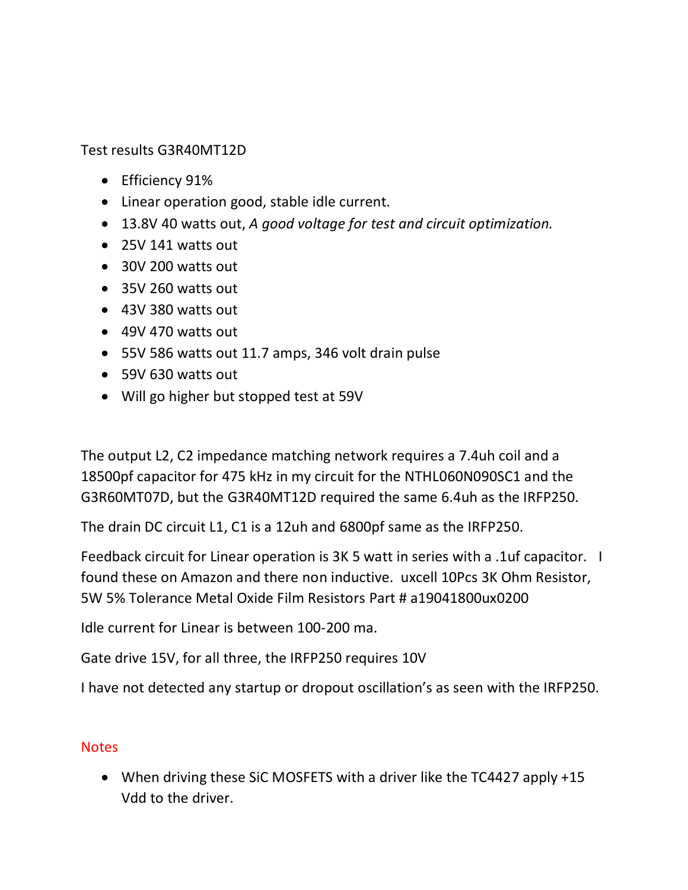Test results G3R40MT12D

- Efficiency 91%
- Linear operation good, stable idle current.
- 13.8V 40 watts out, *A good voltage for test and circuit optimization.*
- 25V 141 watts out
- 30V 200 watts out
- 35V 260 watts out
- 43V 380 watts out
- 49V 470 watts out
- 55V 586 watts out 11.7 amps, 346 volt drain pulse
- 59V 630 watts out
- Will go higher but stopped test at 59V

The output L2, C2 impedance matching network requires a 7.4uh coil and a 18500pf capacitor for 475 kHz in my circuit for the NTHL060N090SC1 and the G3R60MT07D, but the G3R40MT12D required the same 6.4uh as the IRFP250.

The drain DC circuit L1, C1 is a 12uh and 6800pf same as the IRFP250.

Feedback circuit for Linear operation is 3K 5 watt in series with a .1uf capacitor. I found these on Amazon and there non inductive. uxcell 10Pcs 3K Ohm Resistor, 5W 5% Tolerance Metal Oxide Film Resistors Part # a19041800ux0200

Idle current for Linear is between 100-200 ma.

Gate drive 15V, for all three, the IRFP250 requires 10V

I have not detected any startup or dropout oscillation's as seen with the IRFP250.

Notes

- When driving these SiC MOSFETS with a driver like the TC4427 apply +15 Vdd to the driver.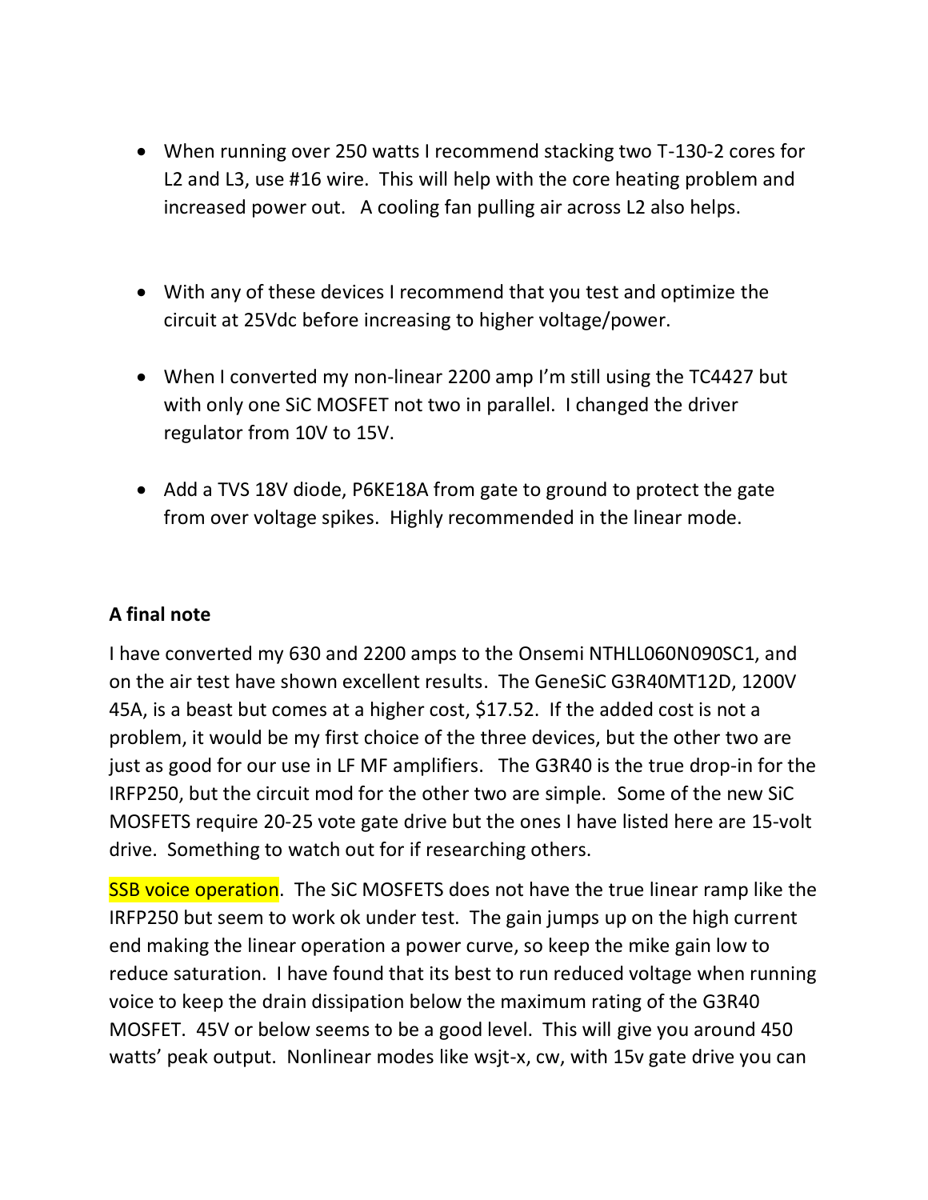- When running over 250 watts I recommend stacking two T-130-2 cores for L2 and L3, use #16 wire. This will help with the core heating problem and increased power out. A cooling fan pulling air across L2 also helps.

- With any of these devices I recommend that you test and optimize the circuit at 25Vdc before increasing to higher voltage/power.

- When I converted my non-linear 2200 amp I'm still using the TC4427 but with only one SiC MOSFET not two in parallel. I changed the driver regulator from 10V to 15V.

- Add a TVS 18V diode, P6KE18A from gate to ground to protect the gate from over voltage spikes. Highly recommended in the linear mode.

**A final note**

I have converted my 630 and 2200 amps to the Onsemi NTHLL060N090SC1, and on the air test have shown excellent results. The GeneSiC G3R40MT12D, 1200V 45A, is a beast but comes at a higher cost, $17.52. If the added cost is not a problem, it would be my first choice of the three devices, but the other two are just as good for our use in LF MF amplifiers. The G3R40 is the true drop-in for the IRFP250, but the circuit mod for the other two are simple. Some of the new SiC MOSFETS require 20-25 vote gate drive but the ones I have listed here are 15-volt drive. Something to watch out for if researching others.

SSB voice operation. The SiC MOSFETS does not have the true linear ramp like the IRFP250 but seem to work ok under test. The gain jumps up on the high current end making the linear operation a power curve, so keep the mike gain low to reduce saturation. I have found that its best to run reduced voltage when running voice to keep the drain dissipation below the maximum rating of the G3R40 MOSFET. 45V or below seems to be a good level. This will give you around 450 watts' peak output. Nonlinear modes like wsjt-x, cw, with 15v gate drive you can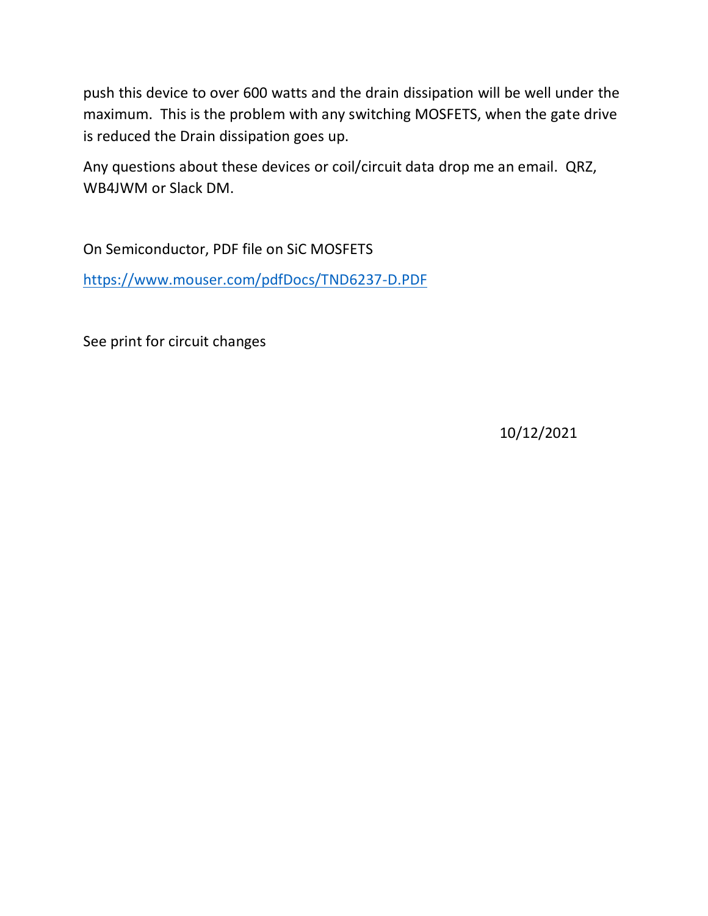push this device to over 600 watts and the drain dissipation will be well under the maximum. This is the problem with any switching MOSFETS, when the gate drive is reduced the Drain dissipation goes up.

Any questions about these devices or coil/circuit data drop me an email. QRZ, WB4JWM or Slack DM.

On Semiconductor, PDF file on SiC MOSFETS

https://www.mouser.com/pdfDocs/TND6237-D.PDF

See print for circuit changes

10/12/2021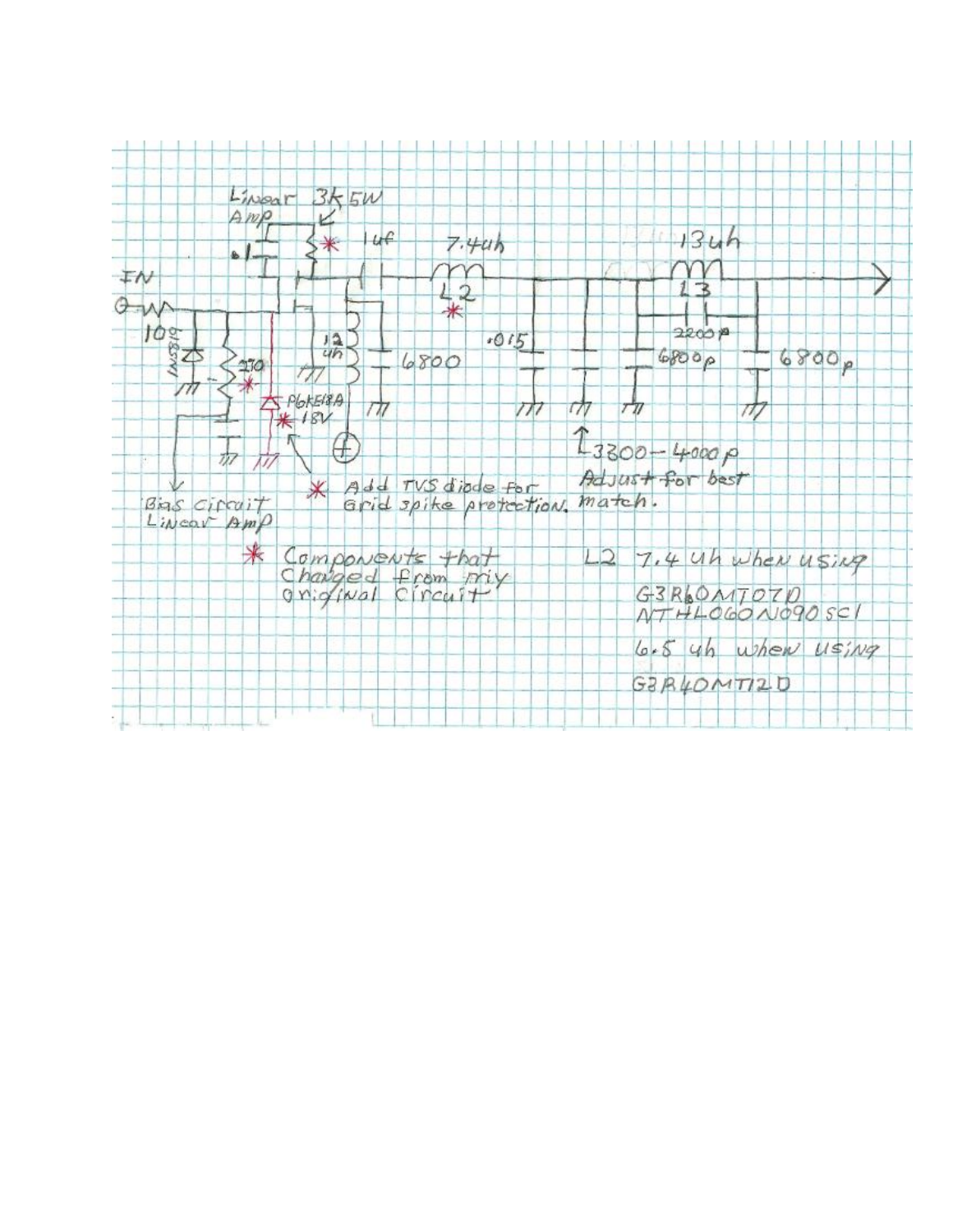Linear Amp

3K 5W

.1

IN

10Ω

1N5819

270

12 uh

P6KE18A 18V

1uf

7.4uh

L2

6800

.015

13uh

L3

2200p

6800p

6800p

3300–4000p Adjust for best match.

Bias circuit Linear Amp

* Add TVS diode for Grid spike protection.

* Components that changed from my original circuit

L2 7.4 uh when using G3R60MT07D NTHL060N090SC1

6.5 uh when using G3R40MT12D